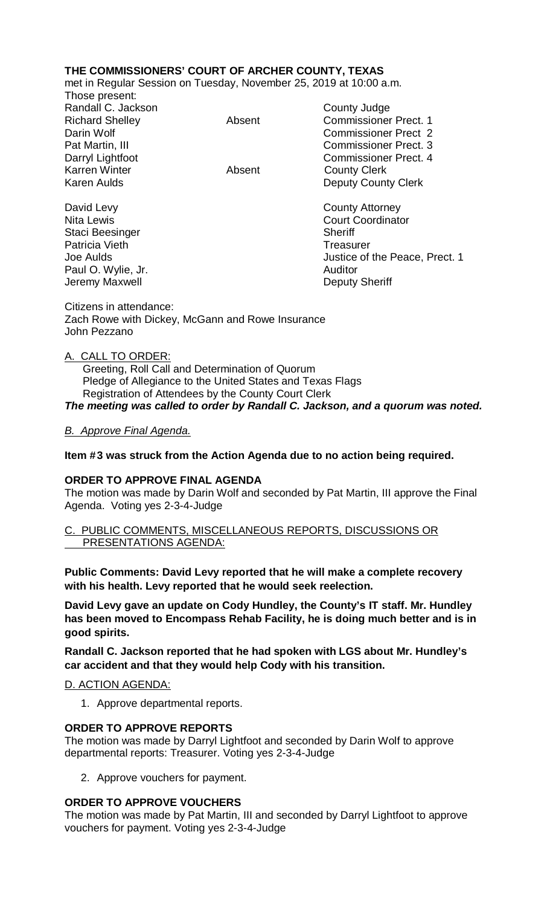**THE COMMISSIONERS' COURT OF ARCHER COUNTY, TEXAS**

met in Regular Session on Tuesday, November 25, 2019 at 10:00 a.m.

Those present:

| | | |
|---|---|---|
| Randall C. Jackson | | County Judge |
| Richard Shelley | Absent | Commissioner Prect. 1 |
| Darin Wolf | | Commissioner Prect 2 |
| Pat Martin, III | | Commissioner Prect. 3 |
| Darryl Lightfoot | | Commissioner Prect. 4 |
| Karren Winter | Absent | County Clerk |
| Karen Aulds | | Deputy County Clerk |
| | | |
| David Levy | | County Attorney |
| Nita Lewis | | Court Coordinator |
| Staci Beesinger | | Sheriff |
| Patricia Vieth | | Treasurer |
| Joe Aulds | | Justice of the Peace, Prect. 1 |
| Paul O. Wylie, Jr. | | Auditor |
| Jeremy Maxwell | | Deputy Sheriff |

Citizens in attendance:
Zach Rowe with Dickey, McGann and Rowe Insurance
John Pezzano

A. CALL TO ORDER:

Greeting, Roll Call and Determination of Quorum
Pledge of Allegiance to the United States and Texas Flags
Registration of Attendees by the County Court Clerk

***The meeting was called to order by Randall C. Jackson, and a quorum was noted.***

*B. Approve Final Agenda.*

**Item #3 was struck from the Action Agenda due to no action being required.**

**ORDER TO APPROVE FINAL AGENDA**

The motion was made by Darin Wolf and seconded by Pat Martin, III approve the Final Agenda. Voting yes 2-3-4-Judge

C. PUBLIC COMMENTS, MISCELLANEOUS REPORTS, DISCUSSIONS OR PRESENTATIONS AGENDA:

**Public Comments: David Levy reported that he will make a complete recovery with his health. Levy reported that he would seek reelection.**

**David Levy gave an update on Cody Hundley, the County's IT staff. Mr. Hundley has been moved to Encompass Rehab Facility, he is doing much better and is in good spirits.**

**Randall C. Jackson reported that he had spoken with LGS about Mr. Hundley's car accident and that they would help Cody with his transition.**

D. ACTION AGENDA:

1. Approve departmental reports.

**ORDER TO APPROVE REPORTS**

The motion was made by Darryl Lightfoot and seconded by Darin Wolf to approve departmental reports: Treasurer. Voting yes 2-3-4-Judge

2. Approve vouchers for payment.

**ORDER TO APPROVE VOUCHERS**

The motion was made by Pat Martin, III and seconded by Darryl Lightfoot to approve vouchers for payment. Voting yes 2-3-4-Judge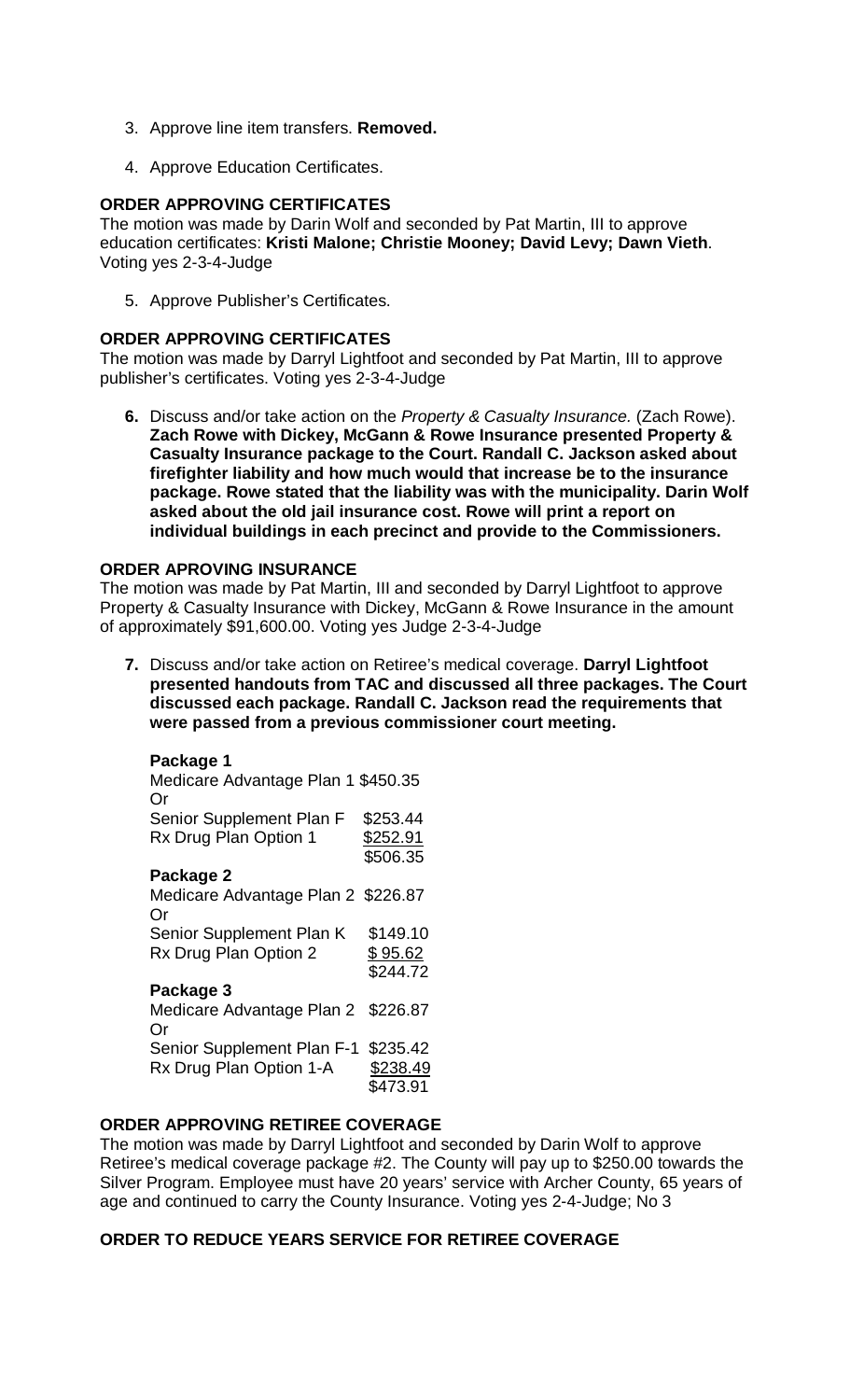3. Approve line item transfers. **Removed.**

4. Approve Education Certificates.

**ORDER APPROVING CERTIFICATES**

The motion was made by Darin Wolf and seconded by Pat Martin, III to approve education certificates: **Kristi Malone; Christie Mooney; David Levy; Dawn Vieth**. Voting yes 2-3-4-Judge

5. Approve Publisher's Certificates.

**ORDER APPROVING CERTIFICATES**

The motion was made by Darryl Lightfoot and seconded by Pat Martin, III to approve publisher's certificates. Voting yes 2-3-4-Judge

**6.** Discuss and/or take action on the *Property & Casualty Insurance.* (Zach Rowe). **Zach Rowe with Dickey, McGann & Rowe Insurance presented Property & Casualty Insurance package to the Court. Randall C. Jackson asked about firefighter liability and how much would that increase be to the insurance package. Rowe stated that the liability was with the municipality. Darin Wolf asked about the old jail insurance cost. Rowe will print a report on individual buildings in each precinct and provide to the Commissioners.**

**ORDER APROVING INSURANCE**

The motion was made by Pat Martin, III and seconded by Darryl Lightfoot to approve Property & Casualty Insurance with Dickey, McGann & Rowe Insurance in the amount of approximately $91,600.00. Voting yes Judge 2-3-4-Judge

**7.** Discuss and/or take action on Retiree's medical coverage. **Darryl Lightfoot presented handouts from TAC and discussed all three packages. The Court discussed each package. Randall C. Jackson read the requirements that were passed from a previous commissioner court meeting.**

**Package 1**

| | |
|---|---|
| Medicare Advantage Plan 1 | $450.35 |
| Or | |
| Senior Supplement Plan F | $253.44 |
| Rx Drug Plan Option 1 | $252.91 |
| | $506.35 |

**Package 2**

| | |
|---|---|
| Medicare Advantage Plan 2 | $226.87 |
| Or | |
| Senior Supplement Plan K | $149.10 |
| Rx Drug Plan Option 2 | $ 95.62 |
| | $244.72 |

**Package 3**

| | |
|---|---|
| Medicare Advantage Plan 2 | $226.87 |
| Or | |
| Senior Supplement Plan F-1 | $235.42 |
| Rx Drug Plan Option 1-A | $238.49 |
| | $473.91 |

**ORDER APPROVING RETIREE COVERAGE**

The motion was made by Darryl Lightfoot and seconded by Darin Wolf to approve Retiree's medical coverage package #2. The County will pay up to $250.00 towards the Silver Program. Employee must have 20 years' service with Archer County, 65 years of age and continued to carry the County Insurance. Voting yes 2-4-Judge; No 3

**ORDER TO REDUCE YEARS SERVICE FOR RETIREE COVERAGE**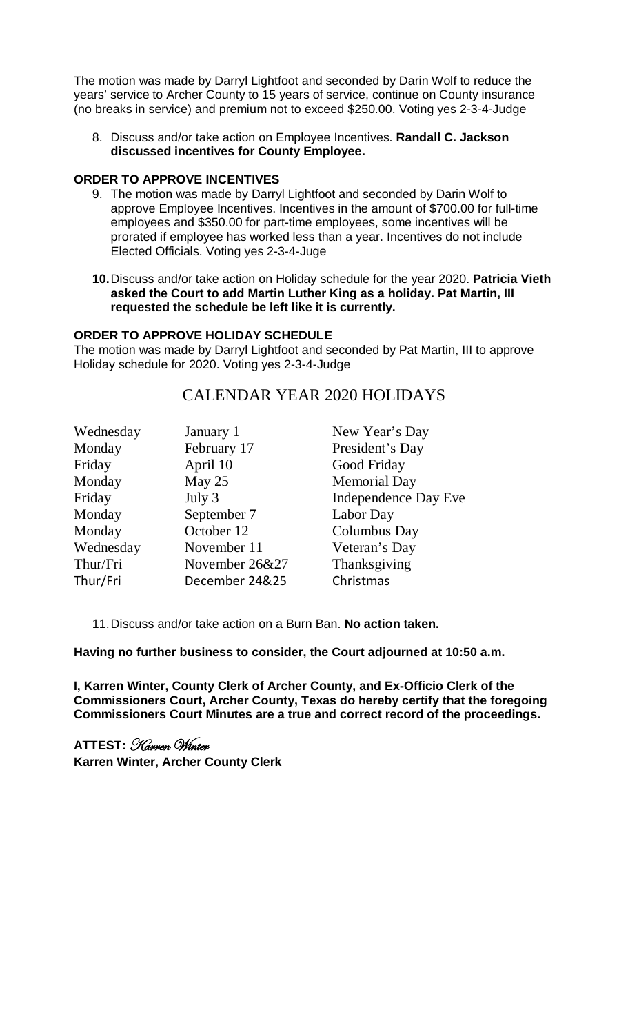The motion was made by Darryl Lightfoot and seconded by Darin Wolf to reduce the years' service to Archer County to 15 years of service, continue on County insurance (no breaks in service) and premium not to exceed $250.00. Voting yes 2-3-4-Judge

8. Discuss and/or take action on Employee Incentives. **Randall C. Jackson discussed incentives for County Employee.**

**ORDER TO APPROVE INCENTIVES**

9. The motion was made by Darryl Lightfoot and seconded by Darin Wolf to approve Employee Incentives. Incentives in the amount of $700.00 for full-time employees and $350.00 for part-time employees, some incentives will be prorated if employee has worked less than a year. Incentives do not include Elected Officials. Voting yes 2-3-4-Juge

10. Discuss and/or take action on Holiday schedule for the year 2020. **Patricia Vieth asked the Court to add Martin Luther King as a holiday. Pat Martin, III requested the schedule be left like it is currently.**

**ORDER TO APPROVE HOLIDAY SCHEDULE**

The motion was made by Darryl Lightfoot and seconded by Pat Martin, III to approve Holiday schedule for 2020. Voting yes 2-3-4-Judge

## CALENDAR YEAR 2020 HOLIDAYS

| | | |
|---|---|---|
| Wednesday | January 1 | New Year's Day |
| Monday | February 17 | President's Day |
| Friday | April 10 | Good Friday |
| Monday | May 25 | Memorial Day |
| Friday | July 3 | Independence Day Eve |
| Monday | September 7 | Labor Day |
| Monday | October 12 | Columbus Day |
| Wednesday | November 11 | Veteran's Day |
| Thur/Fri | November 26&27 | Thanksgiving |
| Thur/Fri | December 24&25 | Christmas |

11. Discuss and/or take action on a Burn Ban. **No action taken.**

**Having no further business to consider, the Court adjourned at 10:50 a.m.**

**I, Karren Winter, County Clerk of Archer County, and Ex-Officio Clerk of the Commissioners Court, Archer County, Texas do hereby certify that the foregoing Commissioners Court Minutes are a true and correct record of the proceedings.**

**ATTEST:** *Karren Winter*
**Karren Winter, Archer County Clerk**